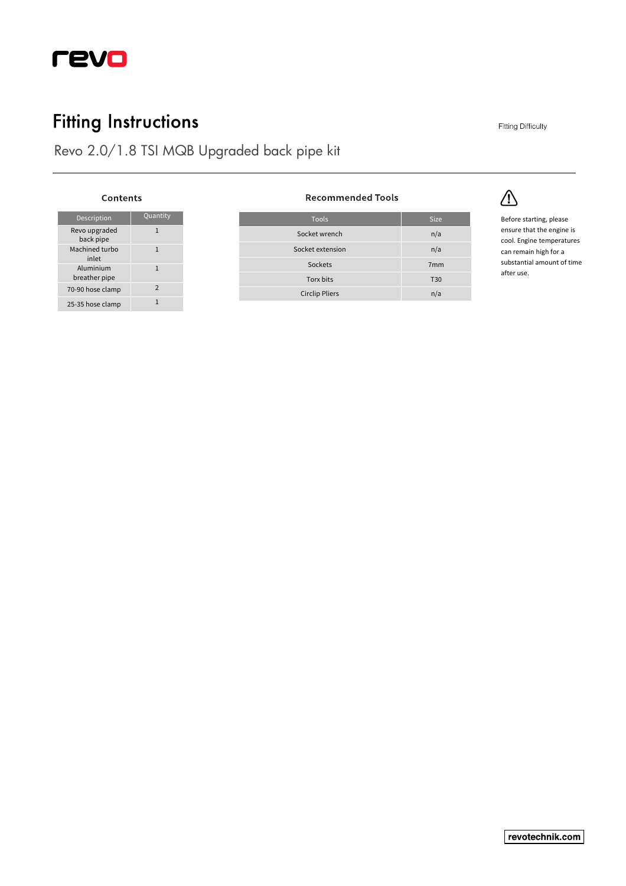# Fitting Instructions

Fitting Difficulty

## Revo 2.0/1.8 TSI MQB Upgraded back pipe kit

### Contents

| Description | Quantity |
|---|---|
| Revo upgraded back pipe | 1 |
| Machined turbo inlet | 1 |
| Aluminium breather pipe | 1 |
| 70-90 hose clamp | 2 |
| 25-35 hose clamp | 1 |

### Recommended Tools

| Tools | Size |
|---|---|
| Socket wrench | n/a |
| Socket extension | n/a |
| Sockets | 7mm |
| Torx bits | T30 |
| Circlip Pliers | n/a |

⚠

Before starting, please ensure that the engine is cool. Engine temperatures can remain high for a substantial amount of time after use.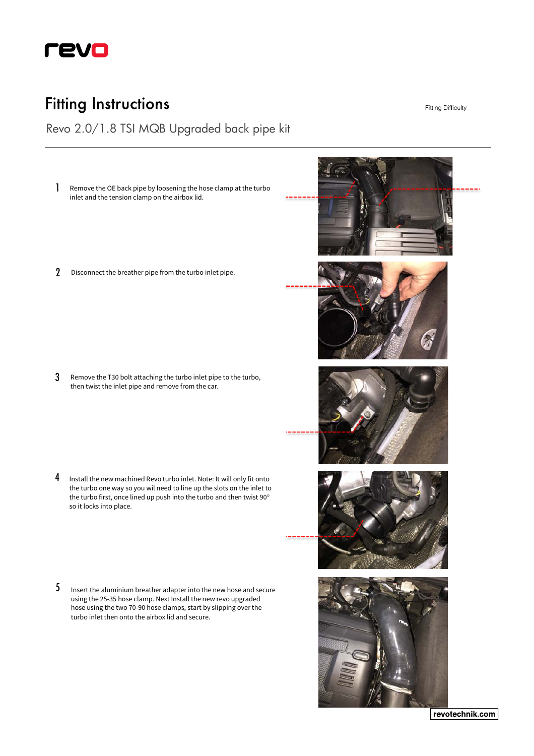# Fitting Instructions

Fitting Difficulty

## Revo 2.0/1.8 TSI MQB Upgraded back pipe kit

1. Remove the OE back pipe by loosening the hose clamp at the turbo inlet and the tension clamp on the airbox lid.

2. Disconnect the breather pipe from the turbo inlet pipe.

3. Remove the T30 bolt attaching the turbo inlet pipe to the turbo, then twist the inlet pipe and remove from the car.

4. Install the new machined Revo turbo inlet. Note: It will only fit onto the turbo one way so you wil need to line up the slots on the inlet to the turbo first, once lined up push into the turbo and then twist 90° so it locks into place.

5. Insert the aluminium breather adapter into the new hose and secure using the 25-35 hose clamp. Next Install the new revo upgraded hose using the two 70-90 hose clamps, start by slipping over the turbo inlet then onto the airbox lid and secure.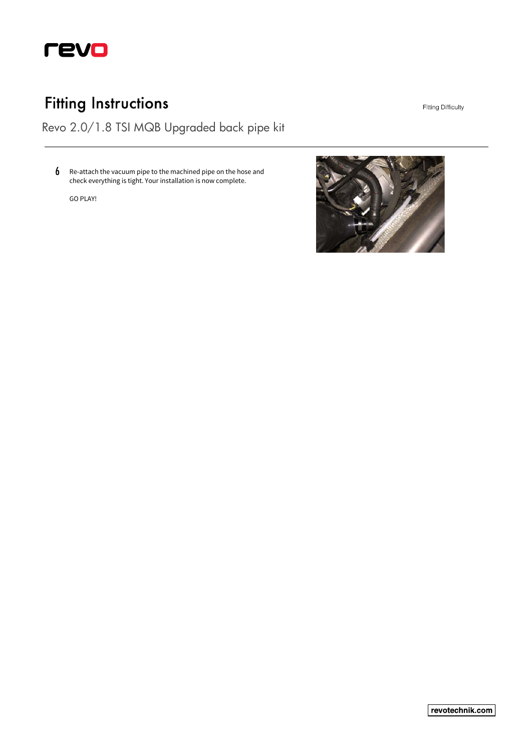# Fitting Instructions

Fitting Difficulty

## Revo 2.0/1.8 TSI MQB Upgraded back pipe kit

6. Re-attach the vacuum pipe to the machined pipe on the hose and check everything is tight. Your installation is now complete.

   GO PLAY!